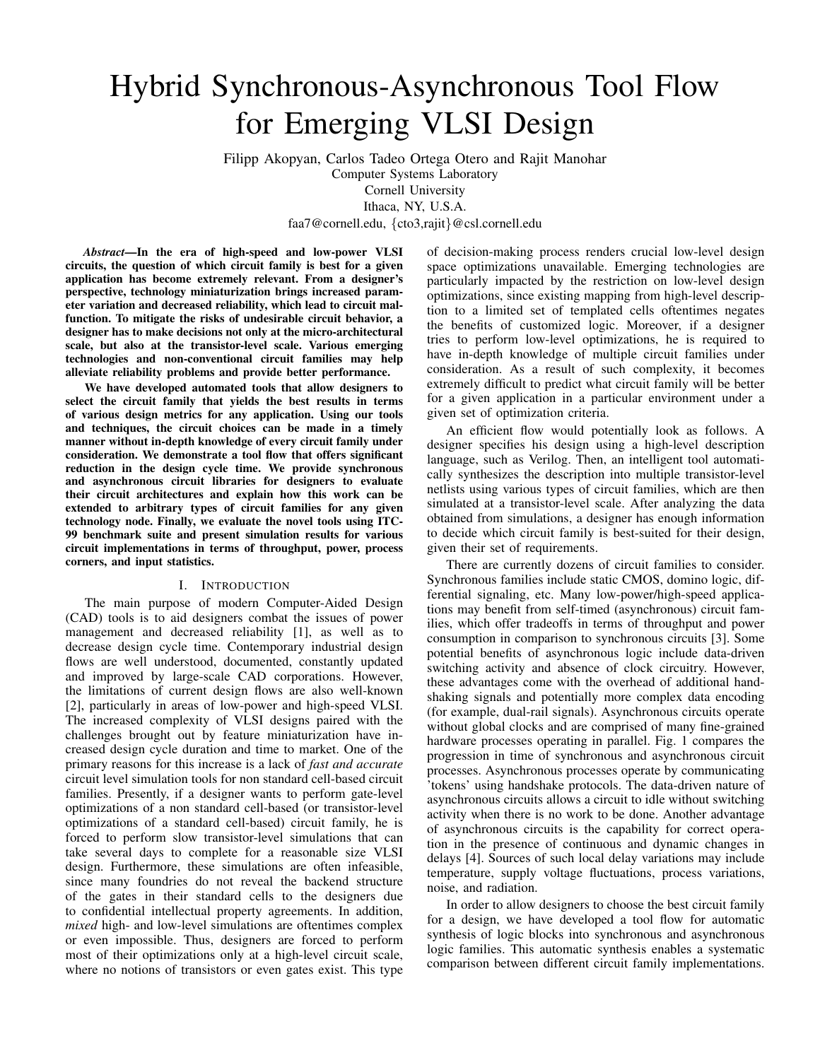# Hybrid Synchronous-Asynchronous Tool Flow for Emerging VLSI Design

Filipp Akopyan, Carlos Tadeo Ortega Otero and Rajit Manohar
Computer Systems Laboratory
Cornell University
Ithaca, NY, U.S.A.
faa7@cornell.edu, {cto3,rajit}@csl.cornell.edu

***Abstract*—In the era of high-speed and low-power VLSI circuits, the question of which circuit family is best for a given application has become extremely relevant. From a designer's perspective, technology miniaturization brings increased parameter variation and decreased reliability, which lead to circuit malfunction. To mitigate the risks of undesirable circuit behavior, a designer has to make decisions not only at the micro-architectural scale, but also at the transistor-level scale. Various emerging technologies and non-conventional circuit families may help alleviate reliability problems and provide better performance.**

**We have developed automated tools that allow designers to select the circuit family that yields the best results in terms of various design metrics for any application. Using our tools and techniques, the circuit choices can be made in a timely manner without in-depth knowledge of every circuit family under consideration. We demonstrate a tool flow that offers significant reduction in the design cycle time. We provide synchronous and asynchronous circuit libraries for designers to evaluate their circuit architectures and explain how this work can be extended to arbitrary types of circuit families for any given technology node. Finally, we evaluate the novel tools using ITC-99 benchmark suite and present simulation results for various circuit implementations in terms of throughput, power, process corners, and input statistics.**

## I. Introduction

The main purpose of modern Computer-Aided Design (CAD) tools is to aid designers combat the issues of power management and decreased reliability [1], as well as to decrease design cycle time. Contemporary industrial design flows are well understood, documented, constantly updated and improved by large-scale CAD corporations. However, the limitations of current design flows are also well-known [2], particularly in areas of low-power and high-speed VLSI. The increased complexity of VLSI designs paired with the challenges brought out by feature miniaturization have increased design cycle duration and time to market. One of the primary reasons for this increase is a lack of *fast and accurate* circuit level simulation tools for non standard cell-based circuit families. Presently, if a designer wants to perform gate-level optimizations of a non standard cell-based (or transistor-level optimizations of a standard cell-based) circuit family, he is forced to perform slow transistor-level simulations that can take several days to complete for a reasonable size VLSI design. Furthermore, these simulations are often infeasible, since many foundries do not reveal the backend structure of the gates in their standard cells to the designers due to confidential intellectual property agreements. In addition, *mixed* high- and low-level simulations are oftentimes complex or even impossible. Thus, designers are forced to perform most of their optimizations only at a high-level circuit scale, where no notions of transistors or even gates exist. This type of decision-making process renders crucial low-level design space optimizations unavailable. Emerging technologies are particularly impacted by the restriction on low-level design optimizations, since existing mapping from high-level description to a limited set of templated cells oftentimes negates the benefits of customized logic. Moreover, if a designer tries to perform low-level optimizations, he is required to have in-depth knowledge of multiple circuit families under consideration. As a result of such complexity, it becomes extremely difficult to predict what circuit family will be better for a given application in a particular environment under a given set of optimization criteria.

An efficient flow would potentially look as follows. A designer specifies his design using a high-level description language, such as Verilog. Then, an intelligent tool automatically synthesizes the description into multiple transistor-level netlists using various types of circuit families, which are then simulated at a transistor-level scale. After analyzing the data obtained from simulations, a designer has enough information to decide which circuit family is best-suited for their design, given their set of requirements.

There are currently dozens of circuit families to consider. Synchronous families include static CMOS, domino logic, differential signaling, etc. Many low-power/high-speed applications may benefit from self-timed (asynchronous) circuit families, which offer tradeoffs in terms of throughput and power consumption in comparison to synchronous circuits [3]. Some potential benefits of asynchronous logic include data-driven switching activity and absence of clock circuitry. However, these advantages come with the overhead of additional handshaking signals and potentially more complex data encoding (for example, dual-rail signals). Asynchronous circuits operate without global clocks and are comprised of many fine-grained hardware processes operating in parallel. Fig. 1 compares the progression in time of synchronous and asynchronous circuit processes. Asynchronous processes operate by communicating 'tokens' using handshake protocols. The data-driven nature of asynchronous circuits allows a circuit to idle without switching activity when there is no work to be done. Another advantage of asynchronous circuits is the capability for correct operation in the presence of continuous and dynamic changes in delays [4]. Sources of such local delay variations may include temperature, supply voltage fluctuations, process variations, noise, and radiation.

In order to allow designers to choose the best circuit family for a design, we have developed a tool flow for automatic synthesis of logic blocks into synchronous and asynchronous logic families. This automatic synthesis enables a systematic comparison between different circuit family implementations.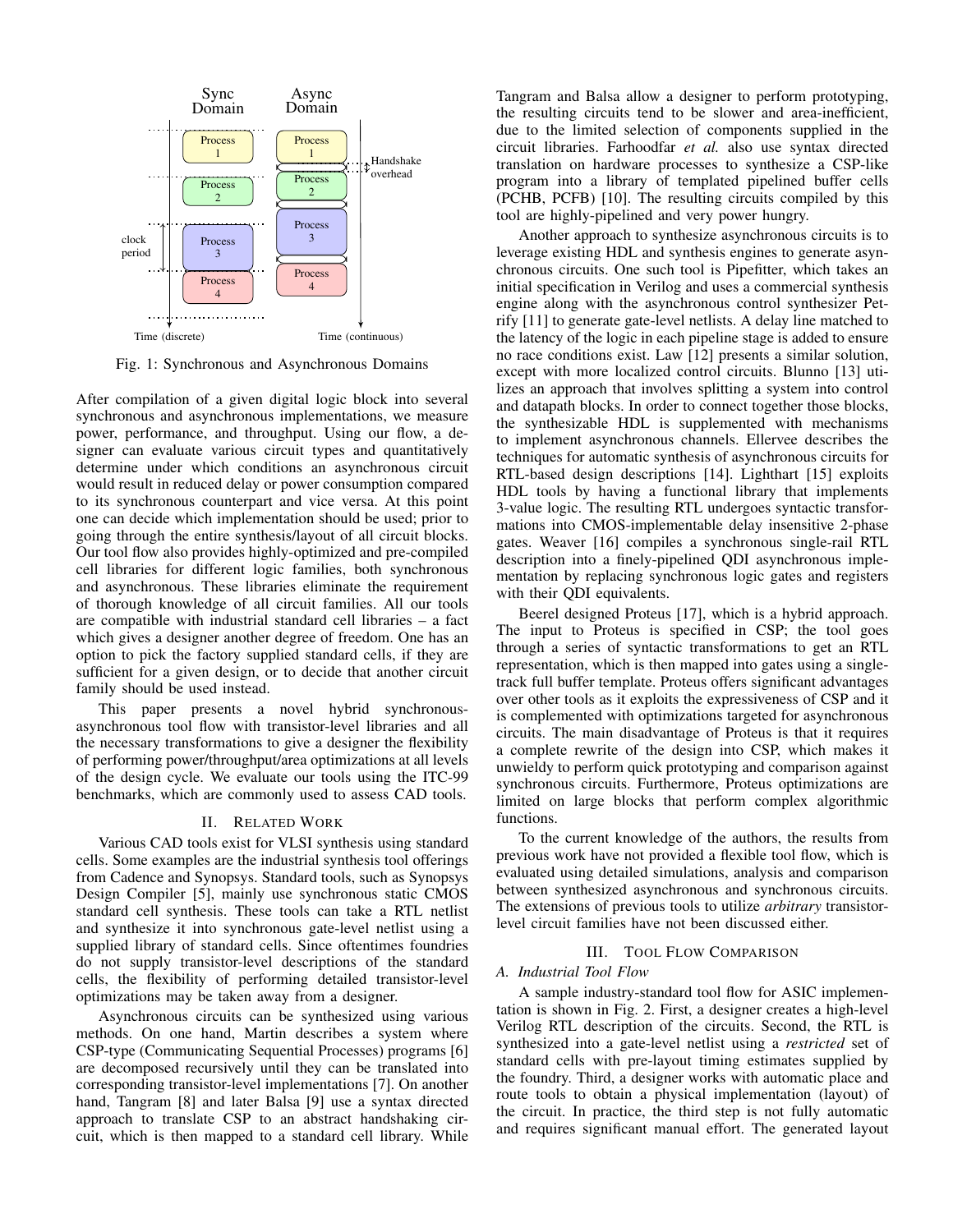Fig. 1: Synchronous and Asynchronous Domains

After compilation of a given digital logic block into several synchronous and asynchronous implementations, we measure power, performance, and throughput. Using our flow, a designer can evaluate various circuit types and quantitatively determine under which conditions an asynchronous circuit would result in reduced delay or power consumption compared to its synchronous counterpart and vice versa. At this point one can decide which implementation should be used; prior to going through the entire synthesis/layout of all circuit blocks. Our tool flow also provides highly-optimized and pre-compiled cell libraries for different logic families, both synchronous and asynchronous. These libraries eliminate the requirement of thorough knowledge of all circuit families. All our tools are compatible with industrial standard cell libraries – a fact which gives a designer another degree of freedom. One has an option to pick the factory supplied standard cells, if they are sufficient for a given design, or to decide that another circuit family should be used instead.

This paper presents a novel hybrid synchronous-asynchronous tool flow with transistor-level libraries and all the necessary transformations to give a designer the flexibility of performing power/throughput/area optimizations at all levels of the design cycle. We evaluate our tools using the ITC-99 benchmarks, which are commonly used to assess CAD tools.

## II. Related Work

Various CAD tools exist for VLSI synthesis using standard cells. Some examples are the industrial synthesis tool offerings from Cadence and Synopsys. Standard tools, such as Synopsys Design Compiler [5], mainly use synchronous static CMOS standard cell synthesis. These tools can take a RTL netlist and synthesize it into synchronous gate-level netlist using a supplied library of standard cells. Since oftentimes foundries do not supply transistor-level descriptions of the standard cells, the flexibility of performing detailed transistor-level optimizations may be taken away from a designer.

Asynchronous circuits can be synthesized using various methods. On one hand, Martin describes a system where CSP-type (Communicating Sequential Processes) programs [6] are decomposed recursively until they can be translated into corresponding transistor-level implementations [7]. On another hand, Tangram [8] and later Balsa [9] use a syntax directed approach to translate CSP to an abstract handshaking circuit, which is then mapped to a standard cell library. While Tangram and Balsa allow a designer to perform prototyping, the resulting circuits tend to be slower and area-inefficient, due to the limited selection of components supplied in the circuit libraries. Farhoodfar *et al.* also use syntax directed translation on hardware processes to synthesize a CSP-like program into a library of templated pipelined buffer cells (PCHB, PCFB) [10]. The resulting circuits compiled by this tool are highly-pipelined and very power hungry.

Another approach to synthesize asynchronous circuits is to leverage existing HDL and synthesis engines to generate asynchronous circuits. One such tool is Pipefitter, which takes an initial specification in Verilog and uses a commercial synthesis engine along with the asynchronous control synthesizer Petrify [11] to generate gate-level netlists. A delay line matched to the latency of the logic in each pipeline stage is added to ensure no race conditions exist. Law [12] presents a similar solution, except with more localized control circuits. Blunno [13] utilizes an approach that involves splitting a system into control and datapath blocks. In order to connect together those blocks, the synthesizable HDL is supplemented with mechanisms to implement asynchronous channels. Ellervee describes the techniques for automatic synthesis of asynchronous circuits for RTL-based design descriptions [14]. Lighthart [15] exploits HDL tools by having a functional library that implements 3-value logic. The resulting RTL undergoes syntactic transformations into CMOS-implementable delay insensitive 2-phase gates. Weaver [16] compiles a synchronous single-rail RTL description into a finely-pipelined QDI asynchronous implementation by replacing synchronous logic gates and registers with their QDI equivalents.

Beerel designed Proteus [17], which is a hybrid approach. The input to Proteus is specified in CSP; the tool goes through a series of syntactic transformations to get an RTL representation, which is then mapped into gates using a single-track full buffer template. Proteus offers significant advantages over other tools as it exploits the expressiveness of CSP and it is complemented with optimizations targeted for asynchronous circuits. The main disadvantage of Proteus is that it requires a complete rewrite of the design into CSP, which makes it unwieldy to perform quick prototyping and comparison against synchronous circuits. Furthermore, Proteus optimizations are limited on large blocks that perform complex algorithmic functions.

To the current knowledge of the authors, the results from previous work have not provided a flexible tool flow, which is evaluated using detailed simulations, analysis and comparison between synthesized asynchronous and synchronous circuits. The extensions of previous tools to utilize *arbitrary* transistor-level circuit families have not been discussed either.

## III. Tool Flow Comparison

### A. Industrial Tool Flow

A sample industry-standard tool flow for ASIC implementation is shown in Fig. 2. First, a designer creates a high-level Verilog RTL description of the circuits. Second, the RTL is synthesized into a gate-level netlist using a *restricted* set of standard cells with pre-layout timing estimates supplied by the foundry. Third, a designer works with automatic place and route tools to obtain a physical implementation (layout) of the circuit. In practice, the third step is not fully automatic and requires significant manual effort. The generated layout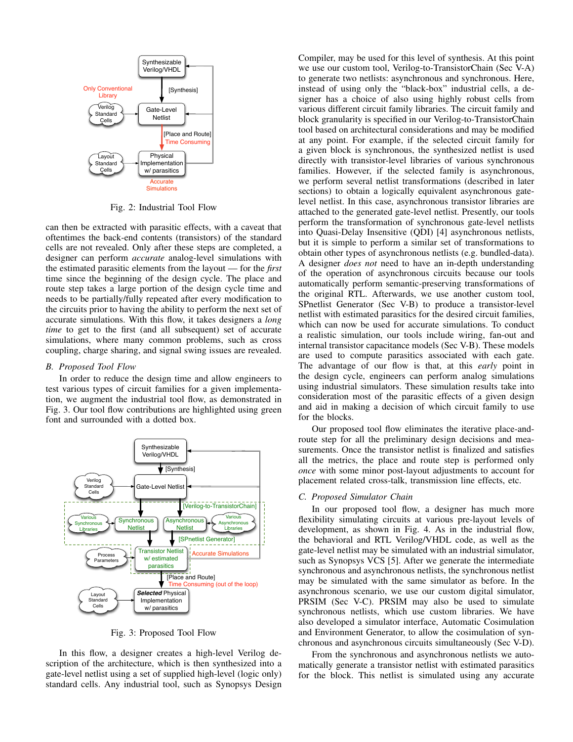Fig. 2: Industrial Tool Flow

can then be extracted with parasitic effects, with a caveat that oftentimes the back-end contents (transistors) of the standard cells are not revealed. Only after these steps are completed, a designer can perform *accurate* analog-level simulations with the estimated parasitic elements from the layout — for the *first* time since the beginning of the design cycle. The place and route step takes a large portion of the design cycle time and needs to be partially/fully repeated after every modification to the circuits prior to having the ability to perform the next set of accurate simulations. With this flow, it takes designers a *long time* to get to the first (and all subsequent) set of accurate simulations, where many common problems, such as cross coupling, charge sharing, and signal swing issues are revealed.

### B. Proposed Tool Flow

In order to reduce the design time and allow engineers to test various types of circuit families for a given implementation, we augment the industrial tool flow, as demonstrated in Fig. 3. Our tool flow contributions are highlighted using green font and surrounded with a dotted box.

Fig. 3: Proposed Tool Flow

In this flow, a designer creates a high-level Verilog description of the architecture, which is then synthesized into a gate-level netlist using a set of supplied high-level (logic only) standard cells. Any industrial tool, such as Synopsys Design Compiler, may be used for this level of synthesis. At this point we use our custom tool, Verilog-to-TransistorChain (Sec V-A) to generate two netlists: asynchronous and synchronous. Here, instead of using only the "black-box" industrial cells, a designer has a choice of also using highly robust cells from various different circuit family libraries. The circuit family and block granularity is specified in our Verilog-to-TransistorChain tool based on architectural considerations and may be modified at any point. For example, if the selected circuit family for a given block is synchronous, the synthesized netlist is used directly with transistor-level libraries of various synchronous families. However, if the selected family is asynchronous, we perform several netlist transformations (described in later sections) to obtain a logically equivalent asynchronous gate-level netlist. In this case, asynchronous transistor libraries are attached to the generated gate-level netlist. Presently, our tools perform the transformation of synchronous gate-level netlists into Quasi-Delay Insensitive (QDI) [4] asynchronous netlists, but it is simple to perform a similar set of transformations to obtain other types of asynchronous netlists (e.g. bundled-data). A designer *does not* need to have an in-depth understanding of the operation of asynchronous circuits because our tools automatically perform semantic-preserving transformations of the original RTL. Afterwards, we use another custom tool, SPnetlist Generator (Sec V-B) to produce a transistor-level netlist with estimated parasitics for the desired circuit families, which can now be used for accurate simulations. To conduct a realistic simulation, our tools include wiring, fan-out and internal transistor capacitance models (Sec V-B). These models are used to compute parasitics associated with each gate. The advantage of our flow is that, at this *early* point in the design cycle, engineers can perform analog simulations using industrial simulators. These simulation results take into consideration most of the parasitic effects of a given design and aid in making a decision of which circuit family to use for the blocks.

Our proposed tool flow eliminates the iterative place-and-route step for all the preliminary design decisions and measurements. Once the transistor netlist is finalized and satisfies all the metrics, the place and route step is performed only *once* with some minor post-layout adjustments to account for placement related cross-talk, transmission line effects, etc.

### C. Proposed Simulator Chain

In our proposed tool flow, a designer has much more flexibility simulating circuits at various pre-layout levels of development, as shown in Fig. 4. As in the industrial flow, the behavioral and RTL Verilog/VHDL code, as well as the gate-level netlist may be simulated with an industrial simulator, such as Synopsys VCS [5]. After we generate the intermediate synchronous and asynchronous netlists, the synchronous netlist may be simulated with the same simulator as before. In the asynchronous scenario, we use our custom digital simulator, PRSIM (Sec V-C). PRSIM may also be used to simulate synchronous netlists, which use custom libraries. We have also developed a simulator interface, Automatic Cosimulation and Environment Generator, to allow the cosimulation of synchronous and asynchronous circuits simultaneously (Sec V-D).

From the synchronous and asynchronous netlists we automatically generate a transistor netlist with estimated parasitics for the block. This netlist is simulated using any accurate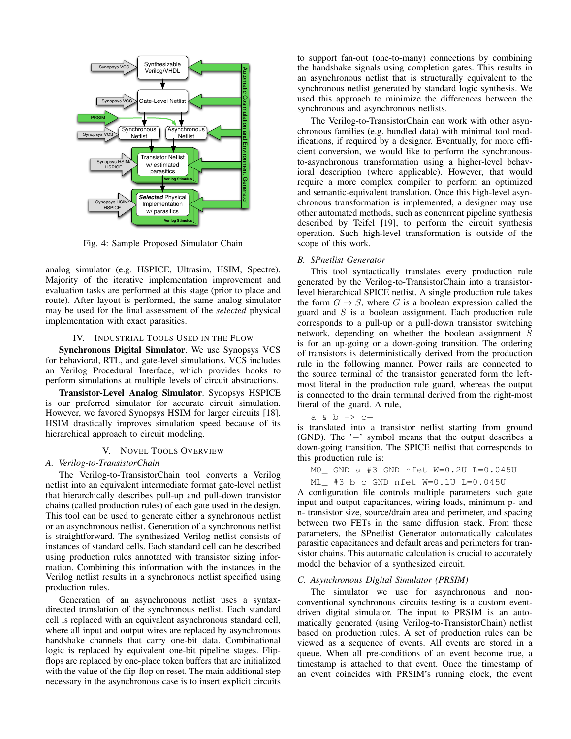Fig. 4: Sample Proposed Simulator Chain

analog simulator (e.g. HSPICE, Ultrasim, HSIM, Spectre). Majority of the iterative implementation improvement and evaluation tasks are performed at this stage (prior to place and route). After layout is performed, the same analog simulator may be used for the final assessment of the *selected* physical implementation with exact parasitics.

## IV. Industrial Tools Used in the Flow

**Synchronous Digital Simulator**. We use Synopsys VCS for behavioral, RTL, and gate-level simulations. VCS includes an Verilog Procedural Interface, which provides hooks to perform simulations at multiple levels of circuit abstractions.

**Transistor-Level Analog Simulator**. Synopsys HSPICE is our preferred simulator for accurate circuit simulation. However, we favored Synopsys HSIM for larger circuits [18]. HSIM drastically improves simulation speed because of its hierarchical approach to circuit modeling.

## V. Novel Tools Overview

### *A. Verilog-to-TransistorChain*

The Verilog-to-TransistorChain tool converts a Verilog netlist into an equivalent intermediate format gate-level netlist that hierarchically describes pull-up and pull-down transistor chains (called production rules) of each gate used in the design. This tool can be used to generate either a synchronous netlist or an asynchronous netlist. Generation of a synchronous netlist is straightforward. The synthesized Verilog netlist consists of instances of standard cells. Each standard cell can be described using production rules annotated with transistor sizing information. Combining this information with the instances in the Verilog netlist results in a synchronous netlist specified using production rules.

Generation of an asynchronous netlist uses a syntax-directed translation of the synchronous netlist. Each standard cell is replaced with an equivalent asynchronous standard cell, where all input and output wires are replaced by asynchronous handshake channels that carry one-bit data. Combinational logic is replaced by equivalent one-bit pipeline stages. Flip-flops are replaced by one-place token buffers that are initialized with the value of the flip-flop on reset. The main additional step necessary in the asynchronous case is to insert explicit circuits to support fan-out (one-to-many) connections by combining the handshake signals using completion gates. This results in an asynchronous netlist that is structurally equivalent to the synchronous netlist generated by standard logic synthesis. We used this approach to minimize the differences between the synchronous and asynchronous netlists.

The Verilog-to-TransistorChain can work with other asynchronous families (e.g. bundled data) with minimal tool modifications, if required by a designer. Eventually, for more efficient conversion, we would like to perform the synchronous-to-asynchronous transformation using a higher-level behavioral description (where applicable). However, that would require a more complex compiler to perform an optimized and semantic-equivalent translation. Once this high-level asynchronous transformation is implemented, a designer may use other automated methods, such as concurrent pipeline synthesis described by Teifel [19], to perform the circuit synthesis operation. Such high-level transformation is outside of the scope of this work.

### *B. SPnetlist Generator*

This tool syntactically translates every production rule generated by the Verilog-to-TransistorChain into a transistor-level hierarchical SPICE netlist. A single production rule takes the form $G \mapsto S$, where $G$ is a boolean expression called the guard and $S$ is a boolean assignment. Each production rule corresponds to a pull-up or a pull-down transistor switching network, depending on whether the boolean assignment $S$ is for an up-going or a down-going transition. The ordering of transistors is deterministically derived from the production rule in the following manner. Power rails are connected to the source terminal of the transistor generated form the left-most literal in the production rule guard, whereas the output is connected to the drain terminal derived from the right-most literal of the guard. A rule,

```
a & b -> c-
```

is translated into a transistor netlist starting from ground (GND). The '−' symbol means that the output describes a down-going transition. The SPICE netlist that corresponds to this production rule is:

```
M0_ GND a #3 GND nfet W=0.2U L=0.045U
M1_ #3 b c GND nfet W=0.1U L=0.045U
```

A configuration file controls multiple parameters such gate input and output capacitances, wiring loads, minimum p- and n- transistor size, source/drain area and perimeter, and spacing between two FETs in the same diffusion stack. From these parameters, the SPnetlist Generator automatically calculates parasitic capacitances and default areas and perimeters for transistor chains. This automatic calculation is crucial to accurately model the behavior of a synthesized circuit.

### *C. Asynchronous Digital Simulator (PRSIM)*

The simulator we use for asynchronous and non-conventional synchronous circuits testing is a custom event-driven digital simulator. The input to PRSIM is an automatically generated (using Verilog-to-TransistorChain) netlist based on production rules. A set of production rules can be viewed as a sequence of events. All events are stored in a queue. When all pre-conditions of an event become true, a timestamp is attached to that event. Once the timestamp of an event coincides with PRSIM's running clock, the event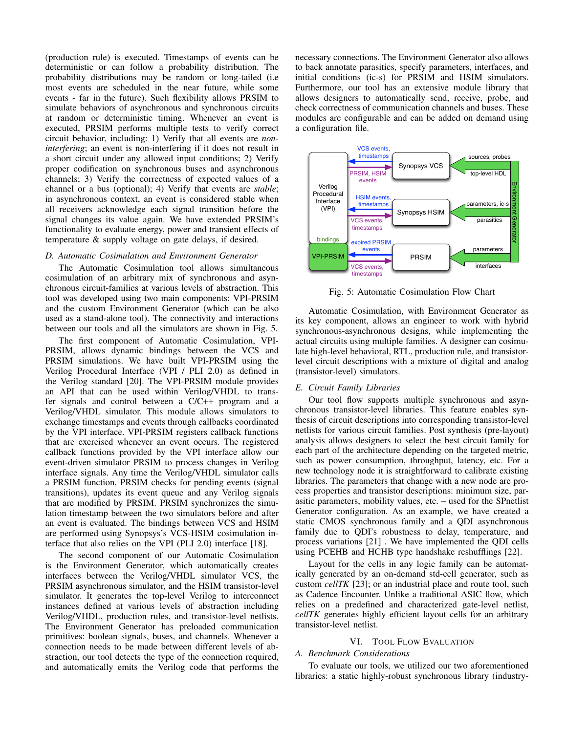(production rule) is executed. Timestamps of events can be deterministic or can follow a probability distribution. The probability distributions may be random or long-tailed (i.e most events are scheduled in the near future, while some events - far in the future). Such flexibility allows PRSIM to simulate behaviors of asynchronous and synchronous circuits at random or deterministic timing. Whenever an event is executed, PRSIM performs multiple tests to verify correct circuit behavior, including: 1) Verify that all events are *non-interfering*; an event is non-interfering if it does not result in a short circuit under any allowed input conditions; 2) Verify proper codification on synchronous buses and asynchronous channels; 3) Verify the correctness of expected values of a channel or a bus (optional); 4) Verify that events are *stable*; in asynchronous context, an event is considered stable when all receivers acknowledge each signal transition before the signal changes its value again. We have extended PRSIM's functionality to evaluate energy, power and transient effects of temperature & supply voltage on gate delays, if desired.

### *D. Automatic Cosimulation and Environment Generator*

The Automatic Cosimulation tool allows simultaneous cosimulation of an arbitrary mix of synchronous and asynchronous circuit-families at various levels of abstraction. This tool was developed using two main components: VPI-PRSIM and the custom Environment Generator (which can be also used as a stand-alone tool). The connectivity and interactions between our tools and all the simulators are shown in Fig. 5.

The first component of Automatic Cosimulation, VPI-PRSIM, allows dynamic bindings between the VCS and PRSIM simulations. We have built VPI-PRSIM using the Verilog Procedural Interface (VPI / PLI 2.0) as defined in the Verilog standard [20]. The VPI-PRSIM module provides an API that can be used within Verilog/VHDL to transfer signals and control between a C/C++ program and a Verilog/VHDL simulator. This module allows simulators to exchange timestamps and events through callbacks coordinated by the VPI interface. VPI-PRSIM registers callback functions that are exercised whenever an event occurs. The registered callback functions provided by the VPI interface allow our event-driven simulator PRSIM to process changes in Verilog interface signals. Any time the Verilog/VHDL simulator calls a PRSIM function, PRSIM checks for pending events (signal transitions), updates its event queue and any Verilog signals that are modified by PRSIM. PRSIM synchronizes the simulation timestamp between the two simulators before and after an event is evaluated. The bindings between VCS and HSIM are performed using Synopsys's VCS-HSIM cosimulation interface that also relies on the VPI (PLI 2.0) interface [18].

The second component of our Automatic Cosimulation is the Environment Generator, which automatically creates interfaces between the Verilog/VHDL simulator VCS, the PRSIM asynchronous simulator, and the HSIM transistor-level simulator. It generates the top-level Verilog to interconnect instances defined at various levels of abstraction including Verilog/VHDL, production rules, and transistor-level netlists. The Environment Generator has preloaded communication primitives: boolean signals, buses, and channels. Whenever a connection needs to be made between different levels of abstraction, our tool detects the type of the connection required, and automatically emits the Verilog code that performs the necessary connections. The Environment Generator also allows to back annotate parasitics, specify parameters, interfaces, and initial conditions (ic-s) for PRSIM and HSIM simulators. Furthermore, our tool has an extensive module library that allows designers to automatically send, receive, probe, and check correctness of communication channels and buses. These modules are configurable and can be added on demand using a configuration file.

Fig. 5: Automatic Cosimulation Flow Chart

Automatic Cosimulation, with Environment Generator as its key component, allows an engineer to work with hybrid synchronous-asynchronous designs, while implementing the actual circuits using multiple families. A designer can cosimulate high-level behavioral, RTL, production rule, and transistor-level circuit descriptions with a mixture of digital and analog (transistor-level) simulators.

### *E. Circuit Family Libraries*

Our tool flow supports multiple synchronous and asynchronous transistor-level libraries. This feature enables synthesis of circuit descriptions into corresponding transistor-level netlists for various circuit families. Post synthesis (pre-layout) analysis allows designers to select the best circuit family for each part of the architecture depending on the targeted metric, such as power consumption, throughput, latency, etc. For a new technology node it is straightforward to calibrate existing libraries. The parameters that change with a new node are process properties and transistor descriptions: minimum size, parasitic parameters, mobility values, etc. – used for the SPnetlist Generator configuration. As an example, we have created a static CMOS synchronous family and a QDI asynchronous family due to QDI's robustness to delay, temperature, and process variations [21] . We have implemented the QDI cells using PCEHB and HCHB type handshake reshufflings [22].

Layout for the cells in any logic family can be automatically generated by an on-demand std-cell generator, such as custom *cellTK* [23]; or an industrial place and route tool, such as Cadence Encounter. Unlike a traditional ASIC flow, which relies on a predefined and characterized gate-level netlist, *cellTK* generates highly efficient layout cells for an arbitrary transistor-level netlist.

## VI. Tool Flow Evaluation

### *A. Benchmark Considerations*

To evaluate our tools, we utilized our two aforementioned libraries: a static highly-robust synchronous library (industry-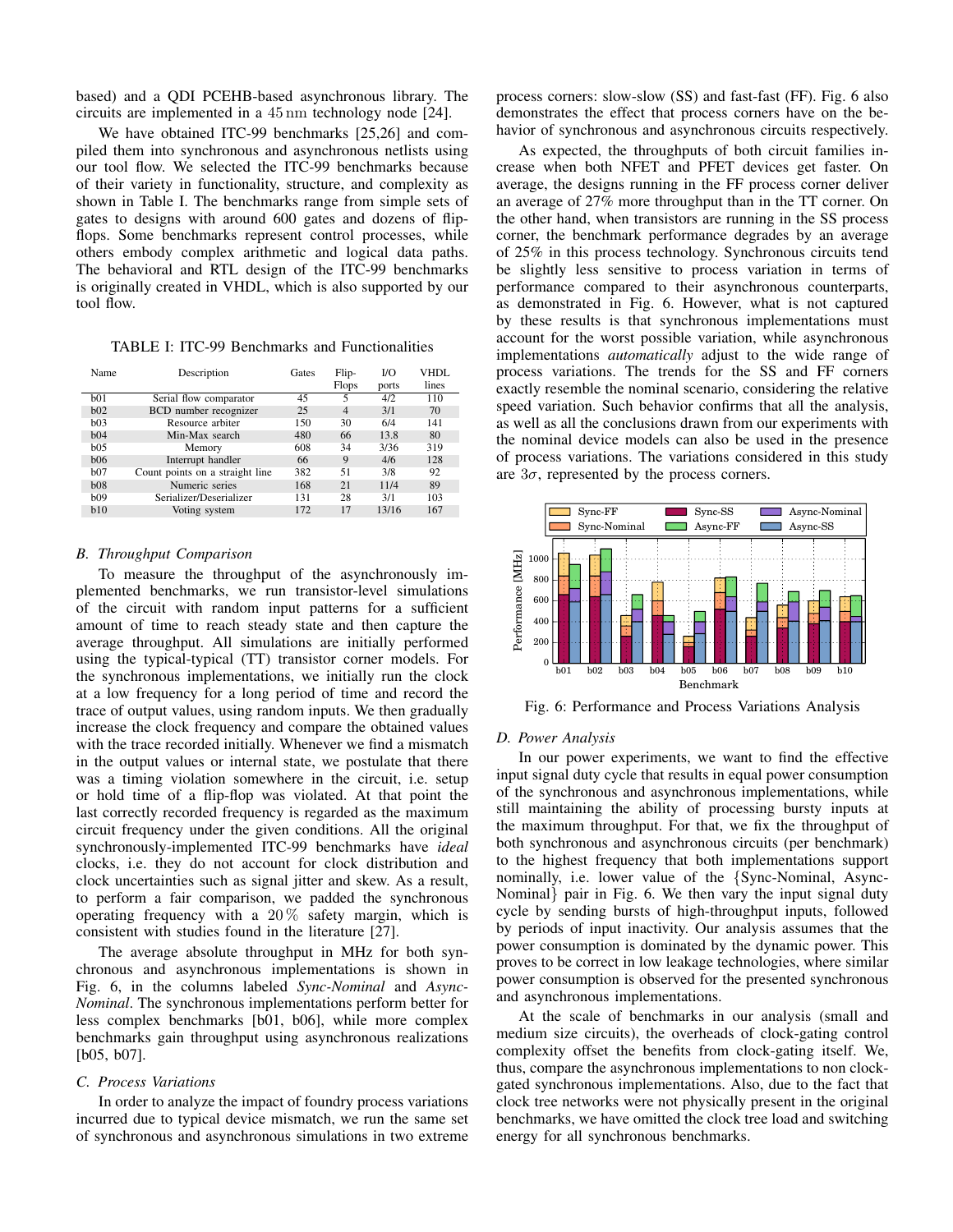based) and a QDI PCEHB-based asynchronous library. The circuits are implemented in a 45 nm technology node [24].

We have obtained ITC-99 benchmarks [25,26] and compiled them into synchronous and asynchronous netlists using our tool flow. We selected the ITC-99 benchmarks because of their variety in functionality, structure, and complexity as shown in Table I. The benchmarks range from simple sets of gates to designs with around 600 gates and dozens of flip-flops. Some benchmarks represent control processes, while others embody complex arithmetic and logical data paths. The behavioral and RTL design of the ITC-99 benchmarks is originally created in VHDL, which is also supported by our tool flow.

TABLE I: ITC-99 Benchmarks and Functionalities

| Name | Description | Gates | Flip-Flops | I/O ports | VHDL lines |
|---|---|---|---|---|---|
| b01 | Serial flow comparator | 45 | 5 | 4/2 | 110 |
| b02 | BCD number recognizer | 25 | 4 | 3/1 | 70 |
| b03 | Resource arbiter | 150 | 30 | 6/4 | 141 |
| b04 | Min-Max search | 480 | 66 | 13.8 | 80 |
| b05 | Memory | 608 | 34 | 3/36 | 319 |
| b06 | Interrupt handler | 66 | 9 | 4/6 | 128 |
| b07 | Count points on a straight line | 382 | 51 | 3/8 | 92 |
| b08 | Numeric series | 168 | 21 | 11/4 | 89 |
| b09 | Serializer/Deserializer | 131 | 28 | 3/1 | 103 |
| b10 | Voting system | 172 | 17 | 13/16 | 167 |

### B. Throughput Comparison

To measure the throughput of the asynchronously implemented benchmarks, we run transistor-level simulations of the circuit with random input patterns for a sufficient amount of time to reach steady state and then capture the average throughput. All simulations are initially performed using the typical-typical (TT) transistor corner models. For the synchronous implementations, we initially run the clock at a low frequency for a long period of time and record the trace of output values, using random inputs. We then gradually increase the clock frequency and compare the obtained values with the trace recorded initially. Whenever we find a mismatch in the output values or internal state, we postulate that there was a timing violation somewhere in the circuit, i.e. setup or hold time of a flip-flop was violated. At that point the last correctly recorded frequency is regarded as the maximum circuit frequency under the given conditions. All the original synchronously-implemented ITC-99 benchmarks have *ideal* clocks, i.e. they do not account for clock distribution and clock uncertainties such as signal jitter and skew. As a result, to perform a fair comparison, we padded the synchronous operating frequency with a 20 % safety margin, which is consistent with studies found in the literature [27].

The average absolute throughput in MHz for both synchronous and asynchronous implementations is shown in Fig. 6, in the columns labeled *Sync-Nominal* and *Async-Nominal*. The synchronous implementations perform better for less complex benchmarks [b01, b06], while more complex benchmarks gain throughput using asynchronous realizations [b05, b07].

### C. Process Variations

In order to analyze the impact of foundry process variations incurred due to typical device mismatch, we run the same set of synchronous and asynchronous simulations in two extreme process corners: slow-slow (SS) and fast-fast (FF). Fig. 6 also demonstrates the effect that process corners have on the behavior of synchronous and asynchronous circuits respectively.

As expected, the throughputs of both circuit families increase when both NFET and PFET devices get faster. On average, the designs running in the FF process corner deliver an average of 27% more throughput than in the TT corner. On the other hand, when transistors are running in the SS process corner, the benchmark performance degrades by an average of 25% in this process technology. Synchronous circuits tend be slightly less sensitive to process variation in terms of performance compared to their asynchronous counterparts, as demonstrated in Fig. 6. However, what is not captured by these results is that synchronous implementations must account for the worst possible variation, while asynchronous implementations *automatically* adjust to the wide range of process variations. The trends for the SS and FF corners exactly resemble the nominal scenario, considering the relative speed variation. Such behavior confirms that all the analysis, as well as all the conclusions drawn from our experiments with the nominal device models can also be used in the presence of process variations. The variations considered in this study are $3\sigma$, represented by the process corners.

Fig. 6: Performance and Process Variations Analysis

### D. Power Analysis

In our power experiments, we want to find the effective input signal duty cycle that results in equal power consumption of the synchronous and asynchronous implementations, while still maintaining the ability of processing bursty inputs at the maximum throughput. For that, we fix the throughput of both synchronous and asynchronous circuits (per benchmark) to the highest frequency that both implementations support nominally, i.e. lower value of the {Sync-Nominal, Async-Nominal} pair in Fig. 6. We then vary the input signal duty cycle by sending bursts of high-throughput inputs, followed by periods of input inactivity. Our analysis assumes that the power consumption is dominated by the dynamic power. This proves to be correct in low leakage technologies, where similar power consumption is observed for the presented synchronous and asynchronous implementations.

At the scale of benchmarks in our analysis (small and medium size circuits), the overheads of clock-gating control complexity offset the benefits from clock-gating itself. We, thus, compare the asynchronous implementations to non clock-gated synchronous implementations. Also, due to the fact that clock tree networks were not physically present in the original benchmarks, we have omitted the clock tree load and switching energy for all synchronous benchmarks.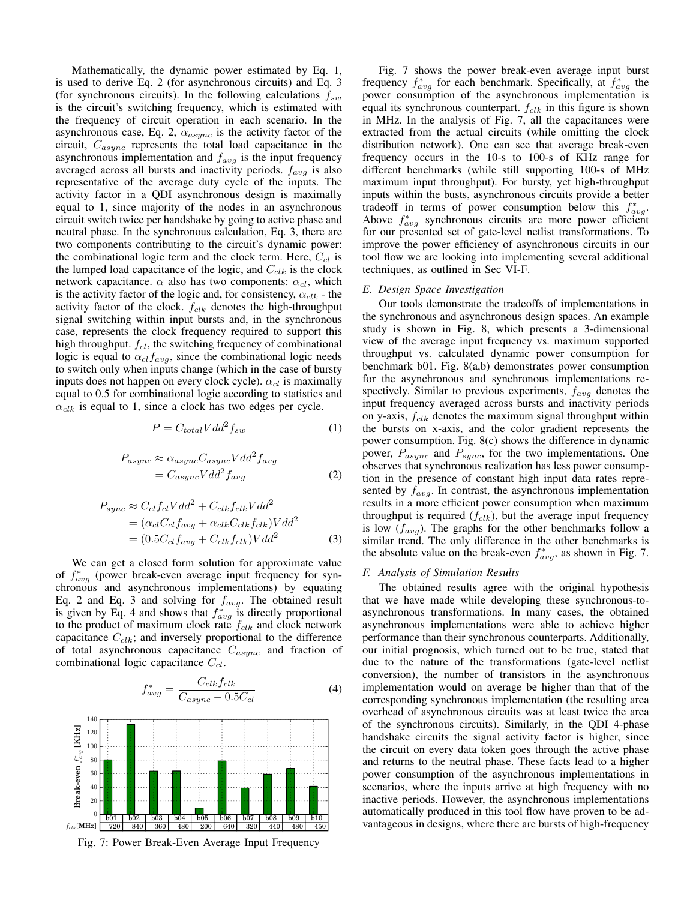Mathematically, the dynamic power estimated by Eq. 1, is used to derive Eq. 2 (for asynchronous circuits) and Eq. 3 (for synchronous circuits). In the following calculations $f_{sw}$ is the circuit's switching frequency, which is estimated with the frequency of circuit operation in each scenario. In the asynchronous case, Eq. 2, $\alpha_{async}$ is the activity factor of the circuit, $C_{async}$ represents the total load capacitance in the asynchronous implementation and $f_{avg}$ is the input frequency averaged across all bursts and inactivity periods. $f_{avg}$ is also representative of the average duty cycle of the inputs. The activity factor in a QDI asynchronous design is maximally equal to 1, since majority of the nodes in an asynchronous circuit switch twice per handshake by going to active phase and neutral phase. In the synchronous calculation, Eq. 3, there are two components contributing to the circuit's dynamic power: the combinational logic term and the clock term. Here, $C_{cl}$ is the lumped load capacitance of the logic, and $C_{clk}$ is the clock network capacitance. $\alpha$ also has two components: $\alpha_{cl}$, which is the activity factor of the logic and, for consistency, $\alpha_{clk}$ - the activity factor of the clock. $f_{clk}$ denotes the high-throughput signal switching within input bursts and, in the synchronous case, represents the clock frequency required to support this high throughput. $f_{cl}$, the switching frequency of combinational logic is equal to $\alpha_{cl} f_{avg}$, since the combinational logic needs to switch only when inputs change (which in the case of bursty inputs does not happen on every clock cycle). $\alpha_{cl}$ is maximally equal to 0.5 for combinational logic according to statistics and $\alpha_{clk}$ is equal to 1, since a clock has two edges per cycle.

$$P = C_{total} Vdd^2 f_{sw} \tag{1}$$

$$\begin{aligned} P_{async} &\approx \alpha_{async} C_{async} Vdd^2 f_{avg} \\ &= C_{async} Vdd^2 f_{avg} \end{aligned} \tag{2}$$

$$\begin{aligned} P_{sync} &\approx C_{cl} f_{cl} Vdd^2 + C_{clk} f_{clk} Vdd^2 \\ &= (\alpha_{cl} C_{cl} f_{avg} + \alpha_{clk} C_{clk} f_{clk}) Vdd^2 \\ &= (0.5 C_{cl} f_{avg} + C_{clk} f_{clk}) Vdd^2 \end{aligned} \tag{3}$$

We can get a closed form solution for approximate value of $f^*_{avg}$ (power break-even average input frequency for synchronous and asynchronous implementations) by equating Eq. 2 and Eq. 3 and solving for $f_{avg}$. The obtained result is given by Eq. 4 and shows that $f^*_{avg}$ is directly proportional to the product of maximum clock rate $f_{clk}$ and clock network capacitance $C_{clk}$; and inversely proportional to the difference of total asynchronous capacitance $C_{async}$ and fraction of combinational logic capacitance $C_{cl}$.

$$f^*_{avg} = \frac{C_{clk} f_{clk}}{C_{async} - 0.5 C_{cl}} \tag{4}$$

| | b01 | b02 | b03 | b04 | b05 | b06 | b07 | b08 | b09 | b10 |
|---|---|---|---|---|---|---|---|---|---|---|
| $f_{clk}$[MHz] | 720 | 840 | 360 | 480 | 200 | 640 | 320 | 440 | 480 | 450 |

Fig. 7: Power Break-Even Average Input Frequency

Fig. 7 shows the power break-even average input burst frequency $f^*_{avg}$ for each benchmark. Specifically, at $f^*_{avg}$ the power consumption of the asynchronous implementation is equal its synchronous counterpart. $f_{clk}$ in this figure is shown in MHz. In the analysis of Fig. 7, all the capacitances were extracted from the actual circuits (while omitting the clock distribution network). One can see that average break-even frequency occurs in the 10-s to 100-s of KHz range for different benchmarks (while still supporting 100-s of MHz maximum input throughput). For bursty, yet high-throughput inputs within the busts, asynchronous circuits provide a better tradeoff in terms of power consumption below this $f^*_{avg}$. Above $f^*_{avg}$ synchronous circuits are more power efficient for our presented set of gate-level netlist transformations. To improve the power efficiency of asynchronous circuits in our tool flow we are looking into implementing several additional techniques, as outlined in Sec VI-F.

### E. Design Space Investigation

Our tools demonstrate the tradeoffs of implementations in the synchronous and asynchronous design spaces. An example study is shown in Fig. 8, which presents a 3-dimensional view of the average input frequency vs. maximum supported throughput vs. calculated dynamic power consumption for benchmark b01. Fig. 8(a,b) demonstrates power consumption for the asynchronous and synchronous implementations respectively. Similar to previous experiments, $f_{avg}$ denotes the input frequency averaged across bursts and inactivity periods on y-axis, $f_{clk}$ denotes the maximum signal throughput within the bursts on x-axis, and the color gradient represents the power consumption. Fig. 8(c) shows the difference in dynamic power, $P_{async}$ and $P_{sync}$, for the two implementations. One observes that synchronous realization has less power consumption in the presence of constant high input data rates represented by $f_{avg}$. In contrast, the asynchronous implementation results in a more efficient power consumption when maximum throughput is required ($f_{clk}$), but the average input frequency is low ($f_{avg}$). The graphs for the other benchmarks follow a similar trend. The only difference in the other benchmarks is the absolute value on the break-even $f^*_{avg}$, as shown in Fig. 7.

### F. Analysis of Simulation Results

The obtained results agree with the original hypothesis that we have made while developing these synchronous-to-asynchronous transformations. In many cases, the obtained asynchronous implementations were able to achieve higher performance than their synchronous counterparts. Additionally, our initial prognosis, which turned out to be true, stated that due to the nature of the transformations (gate-level netlist conversion), the number of transistors in the asynchronous implementation would on average be higher than that of the corresponding synchronous implementation (the resulting area overhead of asynchronous circuits was at least twice the area of the synchronous circuits). Similarly, in the QDI 4-phase handshake circuits the signal activity factor is higher, since the circuit on every data token goes through the active phase and returns to the neutral phase. These facts lead to a higher power consumption of the asynchronous implementations in scenarios, where the inputs arrive at high frequency with no inactive periods. However, the asynchronous implementations automatically produced in this tool flow have proven to be advantageous in designs, where there are bursts of high-frequency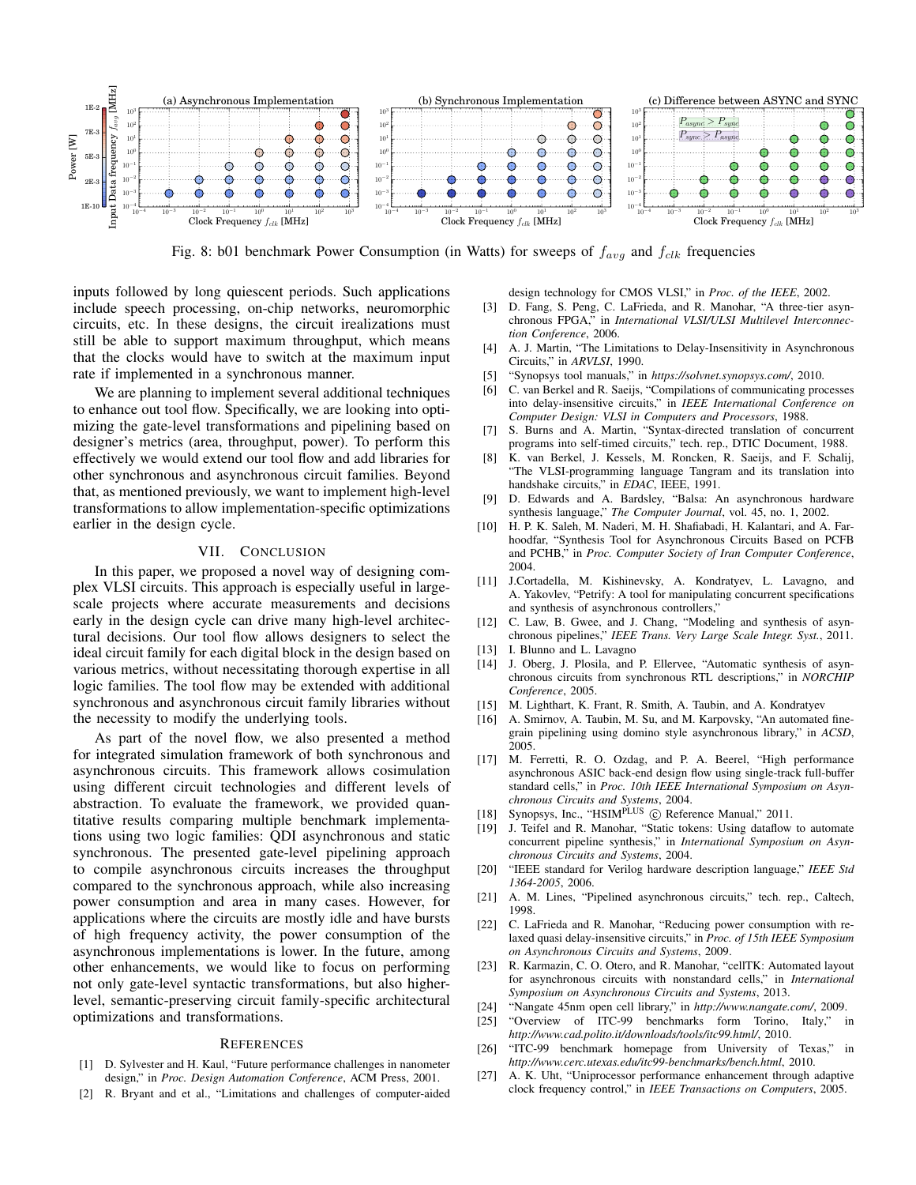(a) Asynchronous Implementation

(b) Synchronous Implementation

(c) Difference between ASYNC and SYNC

Power [W]

1E-2

7E-3

5E-3

2E-3

1E-10

Input Data frequency $f_{avg}$ [MHz]

Clock Frequency $f_{clk}$ [MHz]

$P_{async} > P_{sync}$

$P_{sync} > P_{async}$

Fig. 8: b01 benchmark Power Consumption (in Watts) for sweeps of $f_{avg}$ and $f_{clk}$ frequencies

inputs followed by long quiescent periods. Such applications include speech processing, on-chip networks, neuromorphic circuits, etc. In these designs, the circuit irealizations must still be able to support maximum throughput, which means that the clocks would have to switch at the maximum input rate if implemented in a synchronous manner.

We are planning to implement several additional techniques to enhance out tool flow. Specifically, we are looking into optimizing the gate-level transformations and pipelining based on designer's metrics (area, throughput, power). To perform this effectively we would extend our tool flow and add libraries for other synchronous and asynchronous circuit families. Beyond that, as mentioned previously, we want to implement high-level transformations to allow implementation-specific optimizations earlier in the design cycle.

## VII. Conclusion

In this paper, we proposed a novel way of designing complex VLSI circuits. This approach is especially useful in large-scale projects where accurate measurements and decisions early in the design cycle can drive many high-level architectural decisions. Our tool flow allows designers to select the ideal circuit family for each digital block in the design based on various metrics, without necessitating thorough expertise in all logic families. The tool flow may be extended with additional synchronous and asynchronous circuit family libraries without the necessity to modify the underlying tools.

As part of the novel flow, we also presented a method for integrated simulation framework of both synchronous and asynchronous circuits. This framework allows cosimulation using different circuit technologies and different levels of abstraction. To evaluate the framework, we provided quantitative results comparing multiple benchmark implementations using two logic families: QDI asynchronous and static synchronous. The presented gate-level pipelining approach to compile asynchronous circuits increases the throughput compared to the synchronous approach, while also increasing power consumption and area in many cases. However, for applications where the circuits are mostly idle and have bursts of high frequency activity, the power consumption of the asynchronous implementations is lower. In the future, among other enhancements, we would like to focus on performing not only gate-level syntactic transformations, but also higher-level, semantic-preserving circuit family-specific architectural optimizations and transformations.

## References

[1] D. Sylvester and H. Kaul, "Future performance challenges in nanometer design," in *Proc. Design Automation Conference*, ACM Press, 2001.

[2] R. Bryant and et al., "Limitations and challenges of computer-aided design technology for CMOS VLSI," in *Proc. of the IEEE*, 2002.

[3] D. Fang, S. Peng, C. LaFrieda, and R. Manohar, "A three-tier asynchronous FPGA," in *International VLSI/ULSI Multilevel Interconnection Conference*, 2006.

[4] A. J. Martin, "The Limitations to Delay-Insensitivity in Asynchronous Circuits," in *ARVLSI*, 1990.

[5] "Synopsys tool manuals," in *https://solvnet.synopsys.com/*, 2010.

[6] C. van Berkel and R. Saeijs, "Compilations of communicating processes into delay-insensitive circuits," in *IEEE International Conference on Computer Design: VLSI in Computers and Processors*, 1988.

[7] S. Burns and A. Martin, "Syntax-directed translation of concurrent programs into self-timed circuits," tech. rep., DTIC Document, 1988.

[8] K. van Berkel, J. Kessels, M. Roncken, R. Saeijs, and F. Schalij, "The VLSI-programming language Tangram and its translation into handshake circuits," in *EDAC*, IEEE, 1991.

[9] D. Edwards and A. Bardsley, "Balsa: An asynchronous hardware synthesis language," *The Computer Journal*, vol. 45, no. 1, 2002.

[10] H. P. K. Saleh, M. Naderi, M. H. Shafiabadi, H. Kalantari, and A. Farhoodfar, "Synthesis Tool for Asynchronous Circuits Based on PCFB and PCHB," in *Proc. Computer Society of Iran Computer Conference*, 2004.

[11] J.Cortadella, M. Kishinevsky, A. Kondratyev, L. Lavagno, and A. Yakovlev, "Petrify: A tool for manipulating concurrent specifications and synthesis of asynchronous controllers,"

[12] C. Law, B. Gwee, and J. Chang, "Modeling and synthesis of asynchronous pipelines," *IEEE Trans. Very Large Scale Integr. Syst.*, 2011.

[13] I. Blunno and L. Lavagno

[14] J. Oberg, J. Plosila, and P. Ellervee, "Automatic synthesis of asynchronous circuits from synchronous RTL descriptions," in *NORCHIP Conference*, 2005.

[15] M. Lighthart, K. Frant, R. Smith, A. Taubin, and A. Kondratyev

[16] A. Smirnov, A. Taubin, M. Su, and M. Karpovsky, "An automated fine-grain pipelining using domino style asynchronous library," in *ACSD*, 2005.

[17] M. Ferretti, R. O. Ozdag, and P. A. Beerel, "High performance asynchronous ASIC back-end design flow using single-track full-buffer standard cells," in *Proc. 10th IEEE International Symposium on Asynchronous Circuits and Systems*, 2004.

[18] Synopsys, Inc., "HSIM<sup>PLUS</sup> © Reference Manual," 2011.

[19] J. Teifel and R. Manohar, "Static tokens: Using dataflow to automate concurrent pipeline synthesis," in *International Symposium on Asynchronous Circuits and Systems*, 2004.

[20] "IEEE standard for Verilog hardware description language," *IEEE Std 1364-2005*, 2006.

[21] A. M. Lines, "Pipelined asynchronous circuits," tech. rep., Caltech, 1998.

[22] C. LaFrieda and R. Manohar, "Reducing power consumption with relaxed quasi delay-insensitive circuits," in *Proc. of 15th IEEE Symposium on Asynchronous Circuits and Systems*, 2009.

[23] R. Karmazin, C. O. Otero, and R. Manohar, "cellTK: Automated layout for asynchronous circuits with nonstandard cells," in *International Symposium on Asynchronous Circuits and Systems*, 2013.

[24] "Nangate 45nm open cell library," in *http://www.nangate.com/*, 2009.

[25] "Overview of ITC-99 benchmarks form Torino, Italy," in *http://www.cad.polito.it/downloads/tools/itc99.html/*, 2010.

[26] "ITC-99 benchmark homepage from University of Texas," in *http://www.cerc.utexas.edu/itc99-benchmarks/bench.html*, 2010.

[27] A. K. Uht, "Uniprocessor performance enhancement through adaptive clock frequency control," in *IEEE Transactions on Computers*, 2005.